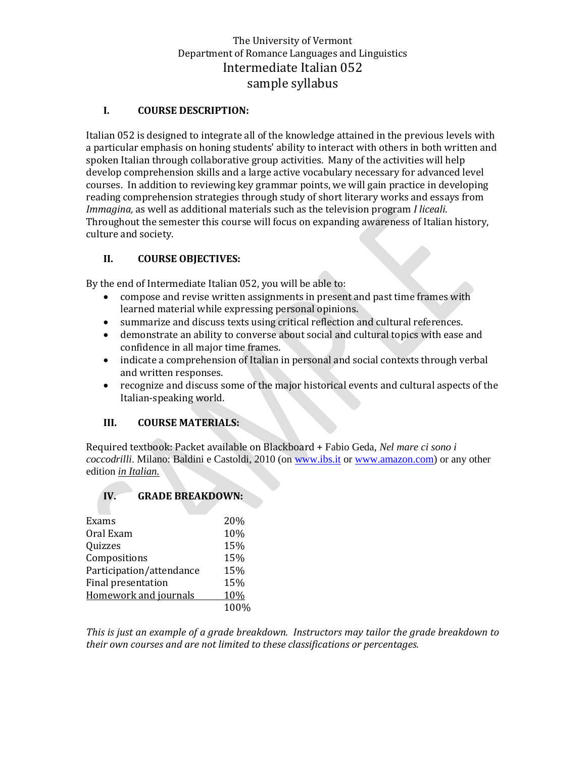The University of Vermont
Department of Romance Languages and Linguistics

# Intermediate Italian 052
## sample syllabus

### I. COURSE DESCRIPTION:

Italian 052 is designed to integrate all of the knowledge attained in the previous levels with a particular emphasis on honing students' ability to interact with others in both written and spoken Italian through collaborative group activities. Many of the activities will help develop comprehension skills and a large active vocabulary necessary for advanced level courses. In addition to reviewing key grammar points, we will gain practice in developing reading comprehension strategies through study of short literary works and essays from *Immagina,* as well as additional materials such as the television program *I liceali*. Throughout the semester this course will focus on expanding awareness of Italian history, culture and society.

### II. COURSE OBJECTIVES:

By the end of Intermediate Italian 052, you will be able to:

- compose and revise written assignments in present and past time frames with learned material while expressing personal opinions.
- summarize and discuss texts using critical reflection and cultural references.
- demonstrate an ability to converse about social and cultural topics with ease and confidence in all major time frames.
- indicate a comprehension of Italian in personal and social contexts through verbal and written responses.
- recognize and discuss some of the major historical events and cultural aspects of the Italian-speaking world.

### III. COURSE MATERIALS:

Required textbook: Packet available on Blackboard + Fabio Geda, *Nel mare ci sono i coccodrilli*. Milano: Baldini e Castoldi, 2010 (on www.ibs.it or www.amazon.com) or any other edition *in Italian.*

### IV. GRADE BREAKDOWN:

| | |
|---|---|
| Exams | 20% |
| Oral Exam | 10% |
| Quizzes | 15% |
| Compositions | 15% |
| Participation/attendance | 15% |
| Final presentation | 15% |
| Homework and journals | 10% |
| | 100% |

*This is just an example of a grade breakdown. Instructors may tailor the grade breakdown to their own courses and are not limited to these classifications or percentages.*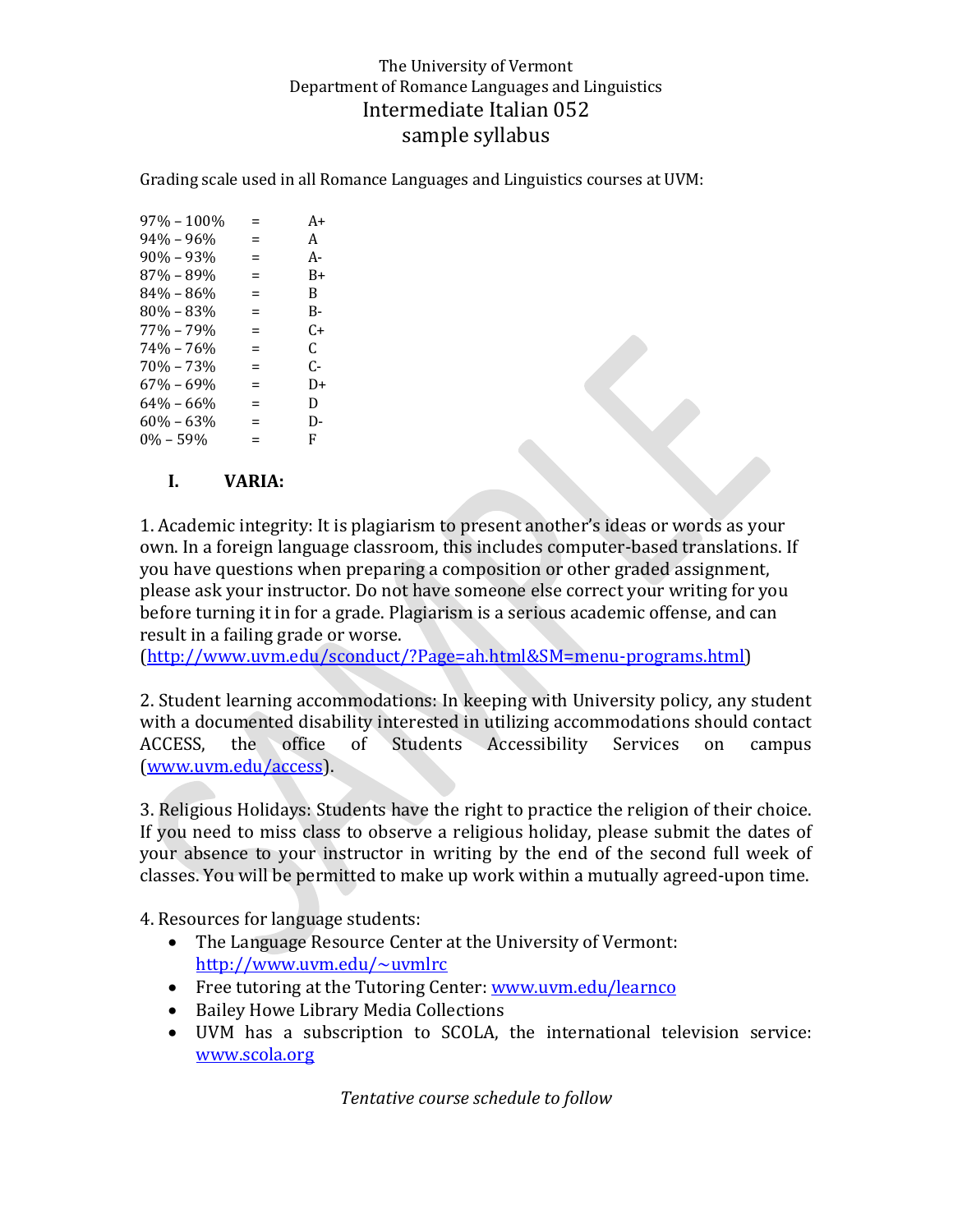The University of Vermont
Department of Romance Languages and Linguistics

# Intermediate Italian 052
## sample syllabus

Grading scale used in all Romance Languages and Linguistics courses at UVM:

| | | |
|---|---|---|
| 97% – 100% | = | A+ |
| 94% – 96% | = | A |
| 90% – 93% | = | A- |
| 87% – 89% | = | B+ |
| 84% – 86% | = | B |
| 80% – 83% | = | B- |
| 77% – 79% | = | C+ |
| 74% – 76% | = | C |
| 70% – 73% | = | C- |
| 67% – 69% | = | D+ |
| 64% – 66% | = | D |
| 60% – 63% | = | D- |
| 0% – 59% | = | F |

## I. VARIA:

1. Academic integrity: It is plagiarism to present another's ideas or words as your own. In a foreign language classroom, this includes computer-based translations. If you have questions when preparing a composition or other graded assignment, please ask your instructor. Do not have someone else correct your writing for you before turning it in for a grade. Plagiarism is a serious academic offense, and can result in a failing grade or worse. (http://www.uvm.edu/sconduct/?Page=ah.html&SM=menu-programs.html)

2. Student learning accommodations: In keeping with University policy, any student with a documented disability interested in utilizing accommodations should contact ACCESS, the office of Students Accessibility Services on campus (www.uvm.edu/access).

3. Religious Holidays: Students have the right to practice the religion of their choice. If you need to miss class to observe a religious holiday, please submit the dates of your absence to your instructor in writing by the end of the second full week of classes. You will be permitted to make up work within a mutually agreed-upon time.

4. Resources for language students:
- The Language Resource Center at the University of Vermont: http://www.uvm.edu/~uvmlrc
- Free tutoring at the Tutoring Center: www.uvm.edu/learnco
- Bailey Howe Library Media Collections
- UVM has a subscription to SCOLA, the international television service: www.scola.org

*Tentative course schedule to follow*